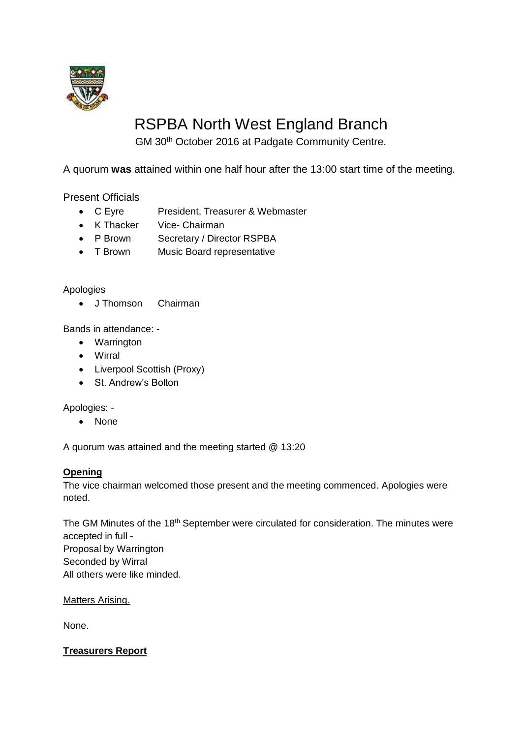# RSPBA North West England Branch

GM 30th October 2016 at Padgate Community Centre.

A quorum **was** attained within one half hour after the 13:00 start time of the meeting.

Present Officials

- C Eyre President, Treasurer & Webmaster
- K Thacker Vice- Chairman
- P Brown Secretary / Director RSPBA
- T Brown Music Board representative

Apologies

- J Thomson Chairman

Bands in attendance: -

- Warrington
- Wirral
- Liverpool Scottish (Proxy)
- St. Andrew's Bolton

Apologies: -

- None

A quorum was attained and the meeting started @ 13:20

**Opening**

The vice chairman welcomed those present and the meeting commenced. Apologies were noted.

The GM Minutes of the 18th September were circulated for consideration. The minutes were accepted in full -
Proposal by Warrington
Seconded by Wirral
All others were like minded.

Matters Arising.

None.

**Treasurers Report**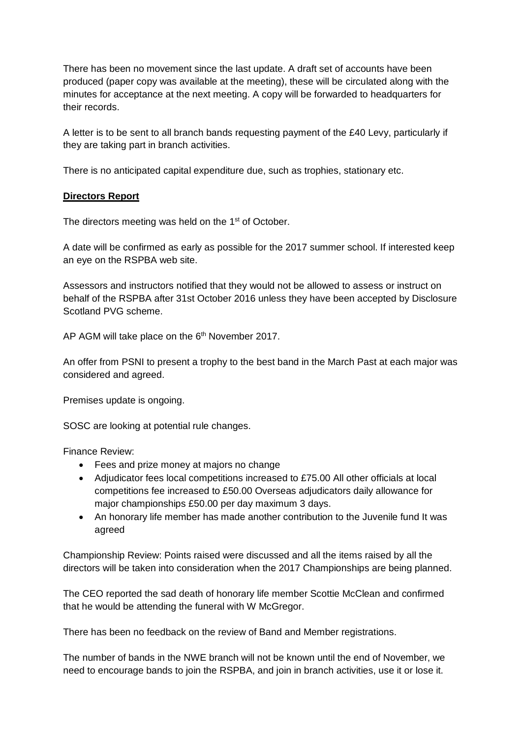There has been no movement since the last update. A draft set of accounts have been produced (paper copy was available at the meeting), these will be circulated along with the minutes for acceptance at the next meeting. A copy will be forwarded to headquarters for their records.

A letter is to be sent to all branch bands requesting payment of the £40 Levy, particularly if they are taking part in branch activities.

There is no anticipated capital expenditure due, such as trophies, stationary etc.

**Directors Report**

The directors meeting was held on the 1st of October.

A date will be confirmed as early as possible for the 2017 summer school. If interested keep an eye on the RSPBA web site.

Assessors and instructors notified that they would not be allowed to assess or instruct on behalf of the RSPBA after 31st October 2016 unless they have been accepted by Disclosure Scotland PVG scheme.

AP AGM will take place on the 6th November 2017.

An offer from PSNI to present a trophy to the best band in the March Past at each major was considered and agreed.

Premises update is ongoing.

SOSC are looking at potential rule changes.

Finance Review:

- Fees and prize money at majors no change
- Adjudicator fees local competitions increased to £75.00 All other officials at local competitions fee increased to £50.00 Overseas adjudicators daily allowance for major championships £50.00 per day maximum 3 days.
- An honorary life member has made another contribution to the Juvenile fund It was agreed

Championship Review: Points raised were discussed and all the items raised by all the directors will be taken into consideration when the 2017 Championships are being planned.

The CEO reported the sad death of honorary life member Scottie McClean and confirmed that he would be attending the funeral with W McGregor.

There has been no feedback on the review of Band and Member registrations.

The number of bands in the NWE branch will not be known until the end of November, we need to encourage bands to join the RSPBA, and join in branch activities, use it or lose it.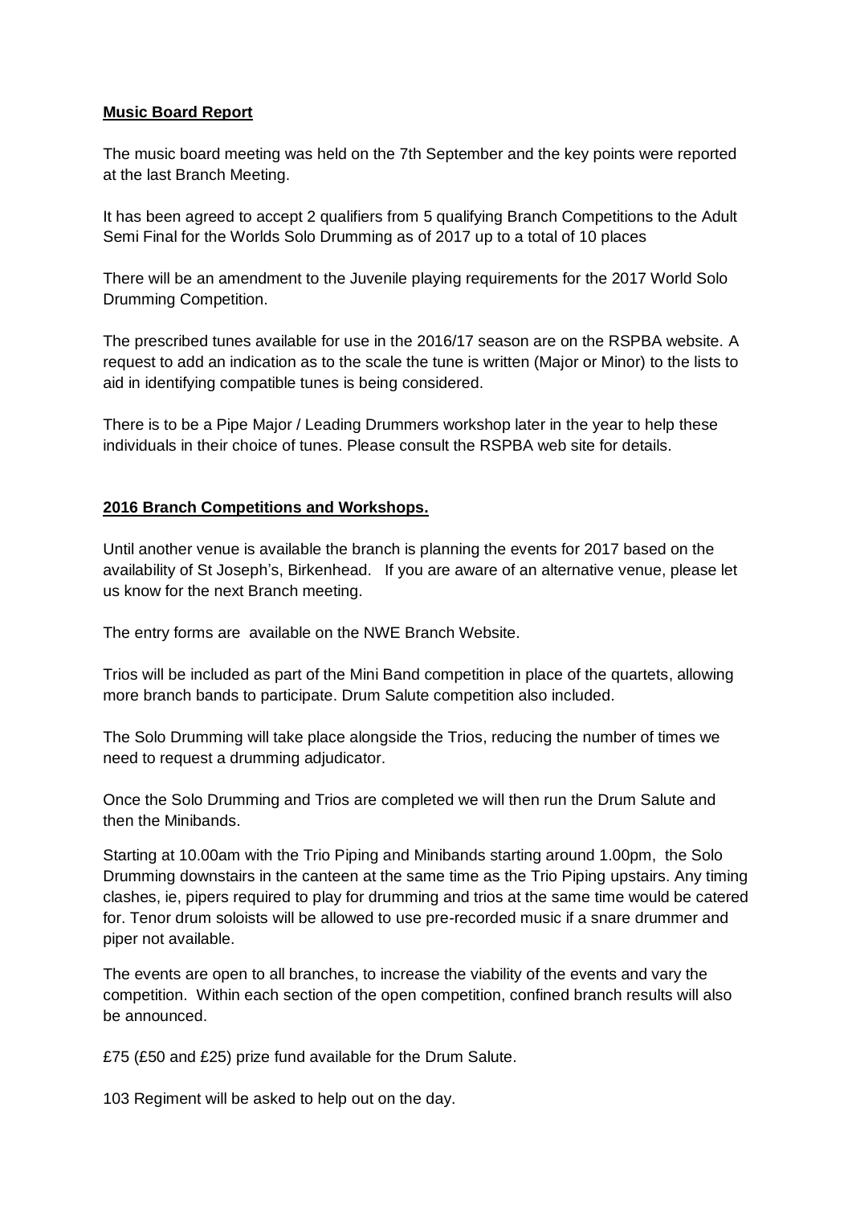**Music Board Report**

The music board meeting was held on the 7th September and the key points were reported at the last Branch Meeting.

It has been agreed to accept 2 qualifiers from 5 qualifying Branch Competitions to the Adult Semi Final for the Worlds Solo Drumming as of 2017 up to a total of 10 places

There will be an amendment to the Juvenile playing requirements for the 2017 World Solo Drumming Competition.

The prescribed tunes available for use in the 2016/17 season are on the RSPBA website. A request to add an indication as to the scale the tune is written (Major or Minor) to the lists to aid in identifying compatible tunes is being considered.

There is to be a Pipe Major / Leading Drummers workshop later in the year to help these individuals in their choice of tunes. Please consult the RSPBA web site for details.

**2016 Branch Competitions and Workshops.**

Until another venue is available the branch is planning the events for 2017 based on the availability of St Joseph's, Birkenhead. If you are aware of an alternative venue, please let us know for the next Branch meeting.

The entry forms are available on the NWE Branch Website.

Trios will be included as part of the Mini Band competition in place of the quartets, allowing more branch bands to participate. Drum Salute competition also included.

The Solo Drumming will take place alongside the Trios, reducing the number of times we need to request a drumming adjudicator.

Once the Solo Drumming and Trios are completed we will then run the Drum Salute and then the Minibands.

Starting at 10.00am with the Trio Piping and Minibands starting around 1.00pm, the Solo Drumming downstairs in the canteen at the same time as the Trio Piping upstairs. Any timing clashes, ie, pipers required to play for drumming and trios at the same time would be catered for. Tenor drum soloists will be allowed to use pre-recorded music if a snare drummer and piper not available.

The events are open to all branches, to increase the viability of the events and vary the competition. Within each section of the open competition, confined branch results will also be announced.

£75 (£50 and £25) prize fund available for the Drum Salute.

103 Regiment will be asked to help out on the day.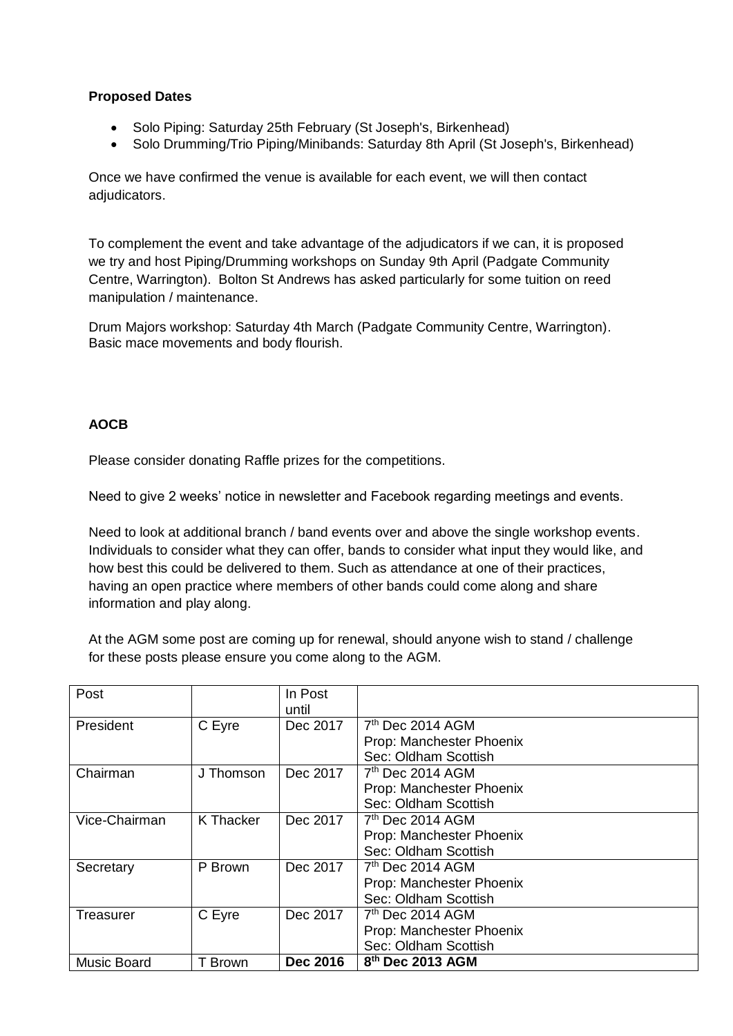**Proposed Dates**

- Solo Piping: Saturday 25th February (St Joseph's, Birkenhead)
- Solo Drumming/Trio Piping/Minibands: Saturday 8th April (St Joseph's, Birkenhead)

Once we have confirmed the venue is available for each event, we will then contact adjudicators.

To complement the event and take advantage of the adjudicators if we can, it is proposed we try and host Piping/Drumming workshops on Sunday 9th April (Padgate Community Centre, Warrington). Bolton St Andrews has asked particularly for some tuition on reed manipulation / maintenance.

Drum Majors workshop: Saturday 4th March (Padgate Community Centre, Warrington). Basic mace movements and body flourish.

**AOCB**

Please consider donating Raffle prizes for the competitions.

Need to give 2 weeks' notice in newsletter and Facebook regarding meetings and events.

Need to look at additional branch / band events over and above the single workshop events. Individuals to consider what they can offer, bands to consider what input they would like, and how best this could be delivered to them. Such as attendance at one of their practices, having an open practice where members of other bands could come along and share information and play along.

At the AGM some post are coming up for renewal, should anyone wish to stand / challenge for these posts please ensure you come along to the AGM.

| Post | | In Post until | |
|---|---|---|---|
| President | C Eyre | Dec 2017 | 7th Dec 2014 AGM<br>Prop: Manchester Phoenix<br>Sec: Oldham Scottish |
| Chairman | J Thomson | Dec 2017 | 7th Dec 2014 AGM<br>Prop: Manchester Phoenix<br>Sec: Oldham Scottish |
| Vice-Chairman | K Thacker | Dec 2017 | 7th Dec 2014 AGM<br>Prop: Manchester Phoenix<br>Sec: Oldham Scottish |
| Secretary | P Brown | Dec 2017 | 7th Dec 2014 AGM<br>Prop: Manchester Phoenix<br>Sec: Oldham Scottish |
| Treasurer | C Eyre | Dec 2017 | 7th Dec 2014 AGM<br>Prop: Manchester Phoenix<br>Sec: Oldham Scottish |
| Music Board | T Brown | **Dec 2016** | **8th Dec 2013 AGM** |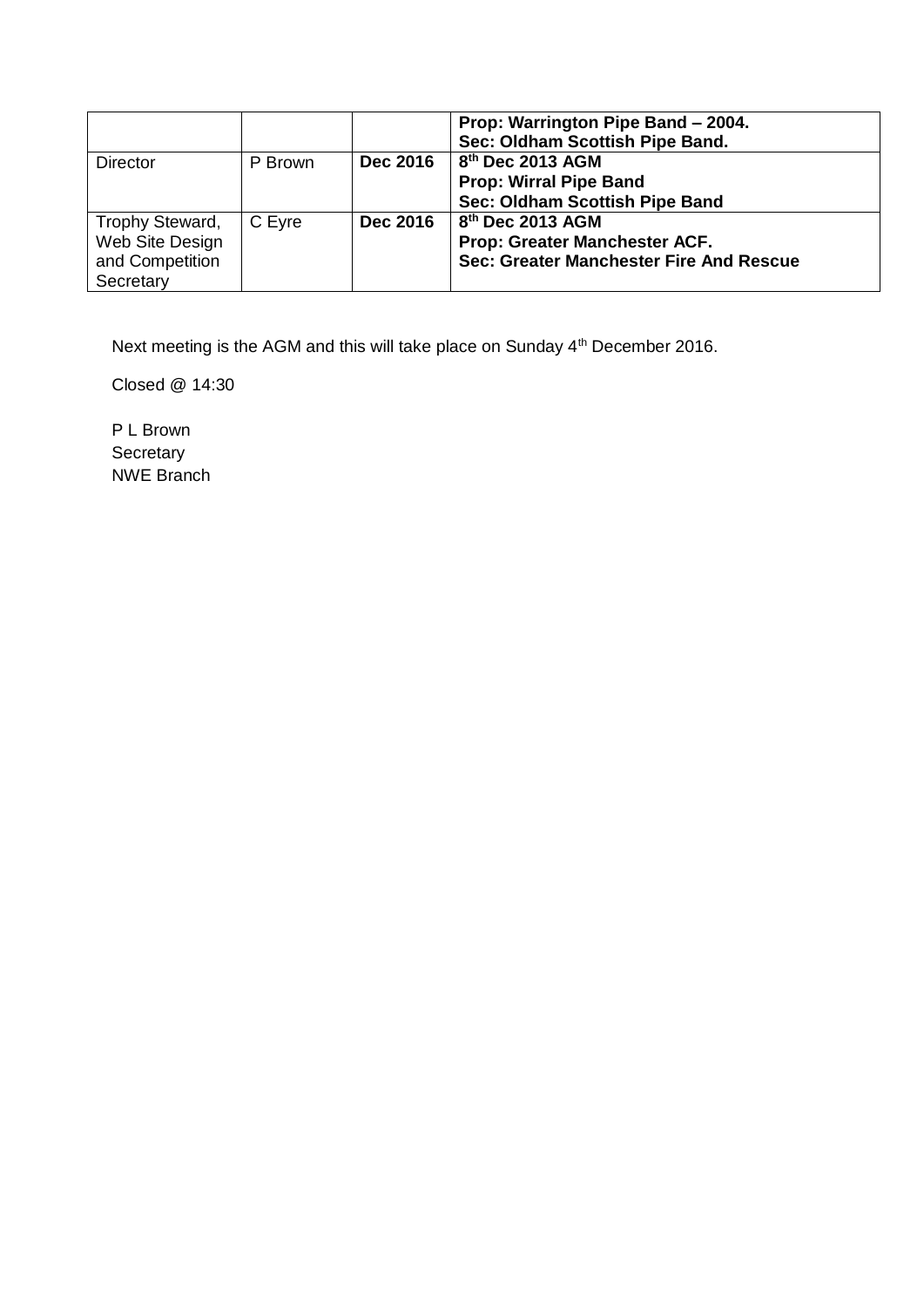| | | | |
|---|---|---|---|
| | | | **Prop: Warrington Pipe Band – 2004.**<br>**Sec: Oldham Scottish Pipe Band.** |
| Director | P Brown | **Dec 2016** | **8th Dec 2013 AGM**<br>**Prop: Wirral Pipe Band**<br>**Sec: Oldham Scottish Pipe Band** |
| Trophy Steward, Web Site Design and Competition Secretary | C Eyre | **Dec 2016** | **8th Dec 2013 AGM**<br>**Prop: Greater Manchester ACF.**<br>**Sec: Greater Manchester Fire And Rescue** |

Next meeting is the AGM and this will take place on Sunday 4th December 2016.

Closed @ 14:30

P L Brown
Secretary
NWE Branch